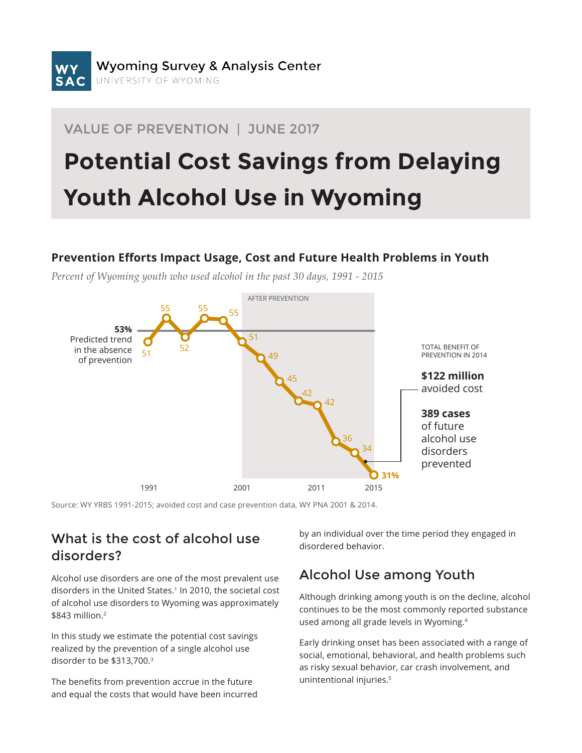Wyoming Survey & Analysis Center
UNIVERSITY OF WYOMING

VALUE OF PREVENTION | JUNE 2017

# Potential Cost Savings from Delaying Youth Alcohol Use in Wyoming

### Prevention Efforts Impact Usage, Cost and Future Health Problems in Youth

*Percent of Wyoming youth who used alcohol in the past 30 days, 1991 - 2015*

AFTER PREVENTION

**53%** Predicted trend in the absence of prevention

| Data point (in order) | 1991 | | | | | 2001 | | | | 2011 | | | 2015 |
|---|---|---|---|---|---|---|---|---|---|---|---|---|---|
| Percent | 51 | 55 | 52 | 55 | 55 | 51 | 49 | 45 | 42 | 42 | 36 | 34 | 31% |

TOTAL BENEFIT OF PREVENTION IN 2014

**$122 million** avoided cost

**389 cases** of future alcohol use disorders prevented

Source: WY YRBS 1991-2015; avoided cost and case prevention data, WY PNA 2001 & 2014.

## What is the cost of alcohol use disorders?

Alcohol use disorders are one of the most prevalent use disorders in the United States.[1] In 2010, the societal cost of alcohol use disorders to Wyoming was approximately $843 million.[2]

In this study we estimate the potential cost savings realized by the prevention of a single alcohol use disorder to be $313,700.[3]

The benefits from prevention accrue in the future and equal the costs that would have been incurred by an individual over the time period they engaged in disordered behavior.

## Alcohol Use among Youth

Although drinking among youth is on the decline, alcohol continues to be the most commonly reported substance used among all grade levels in Wyoming.[4]

Early drinking onset has been associated with a range of social, emotional, behavioral, and health problems such as risky sexual behavior, car crash involvement, and unintentional injuries.[5]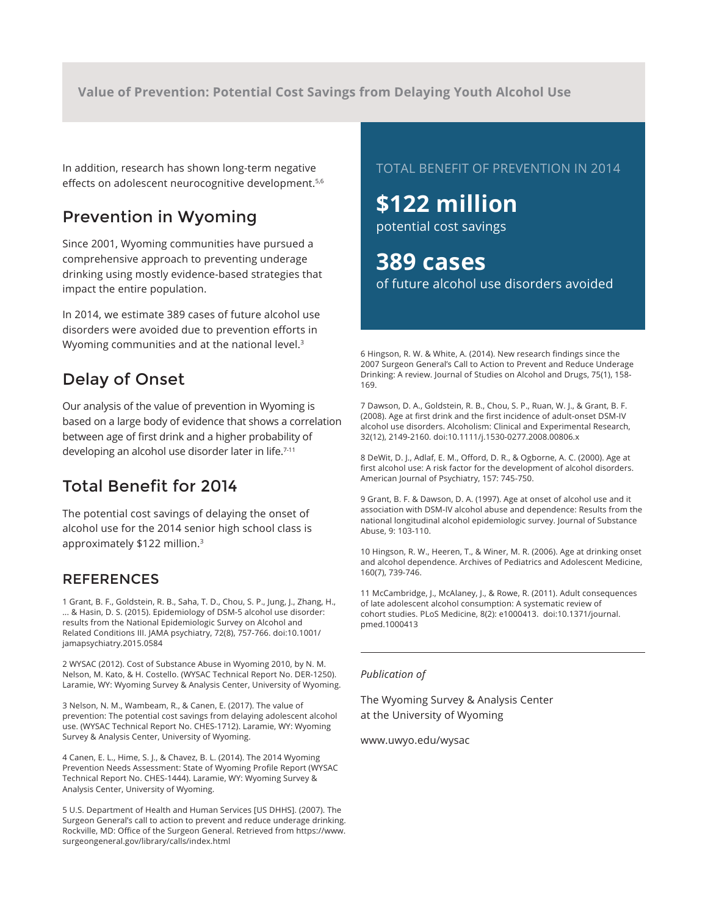Value of Prevention: Potential Cost Savings from Delaying Youth Alcohol Use

In addition, research has shown long-term negative effects on adolescent neurocognitive development.[5,6]

## Prevention in Wyoming

Since 2001, Wyoming communities have pursued a comprehensive approach to preventing underage drinking using mostly evidence-based strategies that impact the entire population.

In 2014, we estimate 389 cases of future alcohol use disorders were avoided due to prevention efforts in Wyoming communities and at the national level.[3]

## Delay of Onset

Our analysis of the value of prevention in Wyoming is based on a large body of evidence that shows a correlation between age of first drink and a higher probability of developing an alcohol use disorder later in life.[7-11]

## Total Benefit for 2014

The potential cost savings of delaying the onset of alcohol use for the 2014 senior high school class is approximately $122 million.[3]

TOTAL BENEFIT OF PREVENTION IN 2014

**$122 million**
potential cost savings

**389 cases**
of future alcohol use disorders avoided

### REFERENCES

1 Grant, B. F., Goldstein, R. B., Saha, T. D., Chou, S. P., Jung, J., Zhang, H., ... & Hasin, D. S. (2015). Epidemiology of DSM-5 alcohol use disorder: results from the National Epidemiologic Survey on Alcohol and Related Conditions III. JAMA psychiatry, 72(8), 757-766. doi:10.1001/jamapsychiatry.2015.0584

2 WYSAC (2012). Cost of Substance Abuse in Wyoming 2010, by N. M. Nelson, M. Kato, & H. Costello. (WYSAC Technical Report No. DER-1250). Laramie, WY: Wyoming Survey & Analysis Center, University of Wyoming.

3 Nelson, N. M., Wambeam, R., & Canen, E. (2017). The value of prevention: The potential cost savings from delaying adolescent alcohol use. (WYSAC Technical Report No. CHES-1712). Laramie, WY: Wyoming Survey & Analysis Center, University of Wyoming.

4 Canen, E. L., Hime, S. J., & Chavez, B. L. (2014). The 2014 Wyoming Prevention Needs Assessment: State of Wyoming Profile Report (WYSAC Technical Report No. CHES-1444). Laramie, WY: Wyoming Survey & Analysis Center, University of Wyoming.

5 U.S. Department of Health and Human Services [US DHHS]. (2007). The Surgeon General's call to action to prevent and reduce underage drinking. Rockville, MD: Office of the Surgeon General. Retrieved from https://www.surgeongeneral.gov/library/calls/index.html

6 Hingson, R. W. & White, A. (2014). New research findings since the 2007 Surgeon General's Call to Action to Prevent and Reduce Underage Drinking: A review. Journal of Studies on Alcohol and Drugs, 75(1), 158-169.

7 Dawson, D. A., Goldstein, R. B., Chou, S. P., Ruan, W. J., & Grant, B. F. (2008). Age at first drink and the first incidence of adult-onset DSM-IV alcohol use disorders. Alcoholism: Clinical and Experimental Research, 32(12), 2149-2160. doi:10.1111/j.1530-0277.2008.00806.x

8 DeWit, D. J., Adlaf, E. M., Offord, D. R., & Ogborne, A. C. (2000). Age at first alcohol use: A risk factor for the development of alcohol disorders. American Journal of Psychiatry, 157: 745-750.

9 Grant, B. F. & Dawson, D. A. (1997). Age at onset of alcohol use and it association with DSM-IV alcohol abuse and dependence: Results from the national longitudinal alcohol epidemiologic survey. Journal of Substance Abuse, 9: 103-110.

10 Hingson, R. W., Heeren, T., & Winer, M. R. (2006). Age at drinking onset and alcohol dependence. Archives of Pediatrics and Adolescent Medicine, 160(7), 739-746.

11 McCambridge, J., McAlaney, J., & Rowe, R. (2011). Adult consequences of late adolescent alcohol consumption: A systematic review of cohort studies. PLoS Medicine, 8(2): e1000413. doi:10.1371/journal.pmed.1000413

---

*Publication of*

The Wyoming Survey & Analysis Center
at the University of Wyoming

www.uwyo.edu/wysac